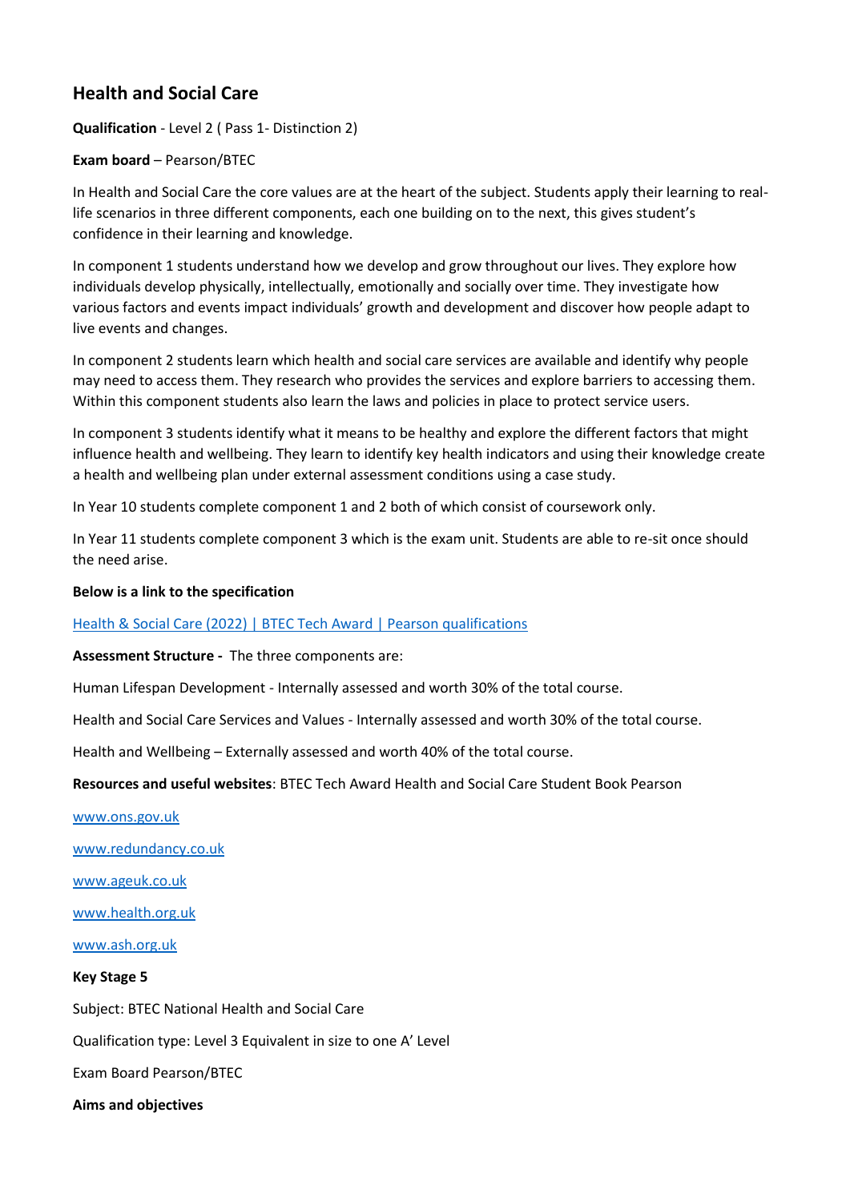## Health and Social Care

**Qualification** - Level 2 ( Pass 1- Distinction 2)

**Exam board** – Pearson/BTEC

In Health and Social Care the core values are at the heart of the subject. Students apply their learning to real-life scenarios in three different components, each one building on to the next, this gives student's confidence in their learning and knowledge.

In component 1 students understand how we develop and grow throughout our lives. They explore how individuals develop physically, intellectually, emotionally and socially over time. They investigate how various factors and events impact individuals' growth and development and discover how people adapt to live events and changes.

In component 2 students learn which health and social care services are available and identify why people may need to access them. They research who provides the services and explore barriers to accessing them. Within this component students also learn the laws and policies in place to protect service users.

In component 3 students identify what it means to be healthy and explore the different factors that might influence health and wellbeing. They learn to identify key health indicators and using their knowledge create a health and wellbeing plan under external assessment conditions using a case study.

In Year 10 students complete component 1 and 2 both of which consist of coursework only.

In Year 11 students complete component 3 which is the exam unit. Students are able to re-sit once should the need arise.

**Below is a link to the specification**

[Health & Social Care (2022) | BTEC Tech Award | Pearson qualifications]()

**Assessment Structure -** The three components are:

Human Lifespan Development - Internally assessed and worth 30% of the total course.

Health and Social Care Services and Values - Internally assessed and worth 30% of the total course.

Health and Wellbeing – Externally assessed and worth 40% of the total course.

**Resources and useful websites**: BTEC Tech Award Health and Social Care Student Book Pearson

www.ons.gov.uk

www.redundancy.co.uk

www.ageuk.co.uk

www.health.org.uk

www.ash.org.uk

**Key Stage 5**

Subject: BTEC National Health and Social Care

Qualification type: Level 3 Equivalent in size to one A' Level

Exam Board Pearson/BTEC

**Aims and objectives**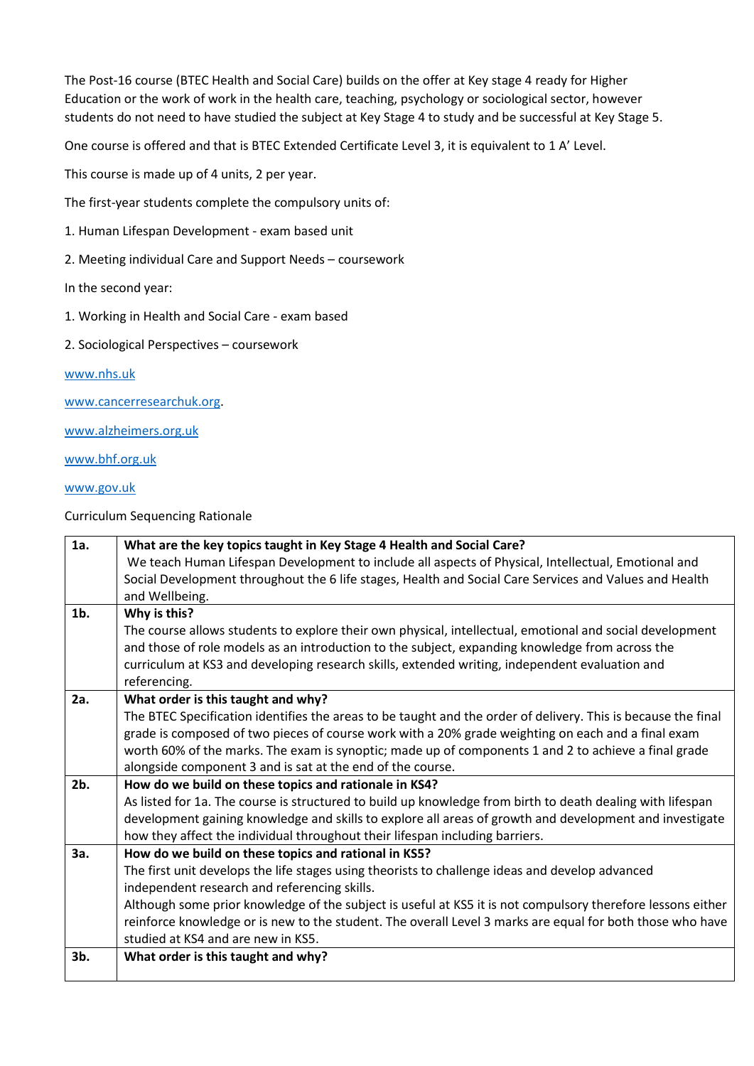The Post-16 course (BTEC Health and Social Care) builds on the offer at Key stage 4 ready for Higher Education or the work of work in the health care, teaching, psychology or sociological sector, however students do not need to have studied the subject at Key Stage 4 to study and be successful at Key Stage 5.

One course is offered and that is BTEC Extended Certificate Level 3, it is equivalent to 1 A' Level.

This course is made up of 4 units, 2 per year.

The first-year students complete the compulsory units of:

1. Human Lifespan Development - exam based unit
2. Meeting individual Care and Support Needs – coursework

In the second year:

1. Working in Health and Social Care - exam based
2. Sociological Perspectives – coursework

www.nhs.uk

www.cancerresearchuk.org.

www.alzheimers.org.uk

www.bhf.org.uk

www.gov.uk

Curriculum Sequencing Rationale

| | |
|---|---|
| **1a.** | **What are the key topics taught in Key Stage 4 Health and Social Care?** We teach Human Lifespan Development to include all aspects of Physical, Intellectual, Emotional and Social Development throughout the 6 life stages, Health and Social Care Services and Values and Health and Wellbeing. |
| **1b.** | **Why is this?** The course allows students to explore their own physical, intellectual, emotional and social development and those of role models as an introduction to the subject, expanding knowledge from across the curriculum at KS3 and developing research skills, extended writing, independent evaluation and referencing. |
| **2a.** | **What order is this taught and why?** The BTEC Specification identifies the areas to be taught and the order of delivery. This is because the final grade is composed of two pieces of course work with a 20% grade weighting on each and a final exam worth 60% of the marks. The exam is synoptic; made up of components 1 and 2 to achieve a final grade alongside component 3 and is sat at the end of the course. |
| **2b.** | **How do we build on these topics and rationale in KS4?** As listed for 1a. The course is structured to build up knowledge from birth to death dealing with lifespan development gaining knowledge and skills to explore all areas of growth and development and investigate how they affect the individual throughout their lifespan including barriers. |
| **3a.** | **How do we build on these topics and rational in KS5?** The first unit develops the life stages using theorists to challenge ideas and develop advanced independent research and referencing skills. Although some prior knowledge of the subject is useful at KS5 it is not compulsory therefore lessons either reinforce knowledge or is new to the student. The overall Level 3 marks are equal for both those who have studied at KS4 and are new in KS5. |
| **3b.** | **What order is this taught and why?** |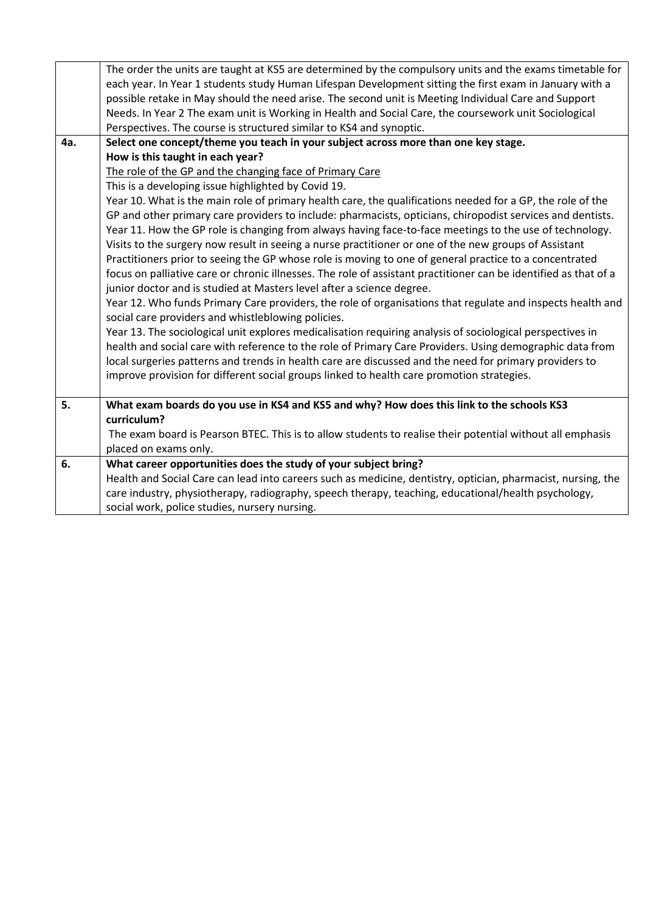| | |
|---|---|
| | The order the units are taught at KS5 are determined by the compulsory units and the exams timetable for each year. In Year 1 students study Human Lifespan Development sitting the first exam in January with a possible retake in May should the need arise. The second unit is Meeting Individual Care and Support Needs. In Year 2 The exam unit is Working in Health and Social Care, the coursework unit Sociological Perspectives. The course is structured similar to KS4 and synoptic. |
| **4a.** | **Select one concept/theme you teach in your subject across more than one key stage.**<br>**How is this taught in each year?**<br><u>The role of the GP and the changing face of Primary Care</u><br>This is a developing issue highlighted by Covid 19.<br>Year 10. What is the main role of primary health care, the qualifications needed for a GP, the role of the GP and other primary care providers to include: pharmacists, opticians, chiropodist services and dentists.<br>Year 11. How the GP role is changing from always having face-to-face meetings to the use of technology. Visits to the surgery now result in seeing a nurse practitioner or one of the new groups of Assistant Practitioners prior to seeing the GP whose role is moving to one of general practice to a concentrated focus on palliative care or chronic illnesses. The role of assistant practitioner can be identified as that of a junior doctor and is studied at Masters level after a science degree.<br>Year 12. Who funds Primary Care providers, the role of organisations that regulate and inspects health and social care providers and whistleblowing policies.<br>Year 13. The sociological unit explores medicalisation requiring analysis of sociological perspectives in health and social care with reference to the role of Primary Care Providers. Using demographic data from local surgeries patterns and trends in health care are discussed and the need for primary providers to improve provision for different social groups linked to health care promotion strategies. |
| **5.** | **What exam boards do you use in KS4 and KS5 and why? How does this link to the schools KS3 curriculum?**<br>The exam board is Pearson BTEC. This is to allow students to realise their potential without all emphasis placed on exams only. |
| **6.** | **What career opportunities does the study of your subject bring?**<br>Health and Social Care can lead into careers such as medicine, dentistry, optician, pharmacist, nursing, the care industry, physiotherapy, radiography, speech therapy, teaching, educational/health psychology, social work, police studies, nursery nursing. |